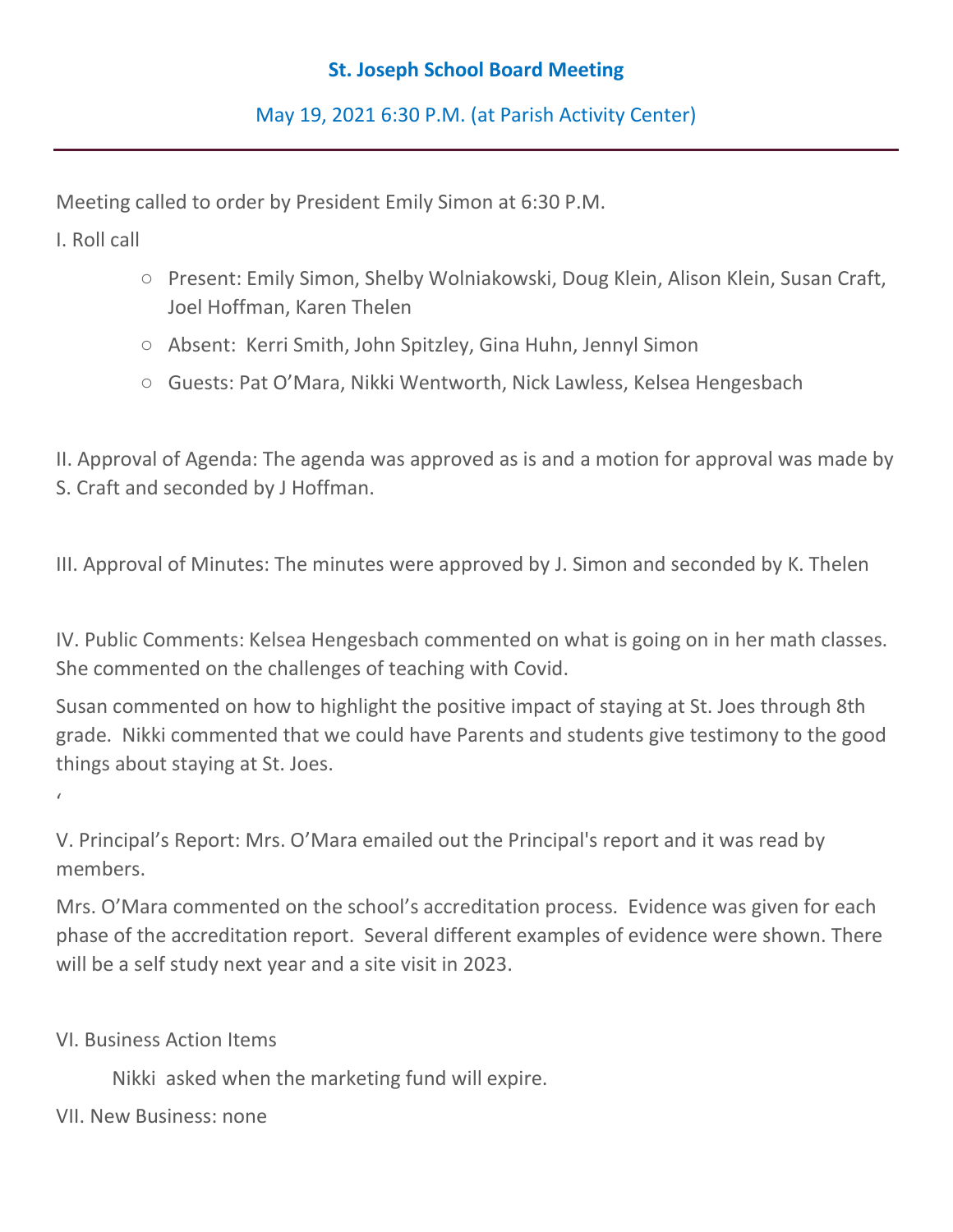# St. Joseph School Board Meeting

## May 19, 2021 6:30 P.M. (at Parish Activity Center)

---

Meeting called to order by President Emily Simon at 6:30 P.M.

I. Roll call

- Present: Emily Simon, Shelby Wolniakowski, Doug Klein, Alison Klein, Susan Craft, Joel Hoffman, Karen Thelen
- Absent: Kerri Smith, John Spitzley, Gina Huhn, Jennyl Simon
- Guests: Pat O'Mara, Nikki Wentworth, Nick Lawless, Kelsea Hengesbach

II. Approval of Agenda: The agenda was approved as is and a motion for approval was made by S. Craft and seconded by J Hoffman.

III. Approval of Minutes: The minutes were approved by J. Simon and seconded by K. Thelen

IV. Public Comments: Kelsea Hengesbach commented on what is going on in her math classes. She commented on the challenges of teaching with Covid.

Susan commented on how to highlight the positive impact of staying at St. Joes through 8th grade. Nikki commented that we could have Parents and students give testimony to the good things about staying at St. Joes.

'

V. Principal's Report: Mrs. O'Mara emailed out the Principal's report and it was read by members.

Mrs. O'Mara commented on the school's accreditation process. Evidence was given for each phase of the accreditation report. Several different examples of evidence were shown. There will be a self study next year and a site visit in 2023.

VI. Business Action Items

Nikki asked when the marketing fund will expire.

VII. New Business: none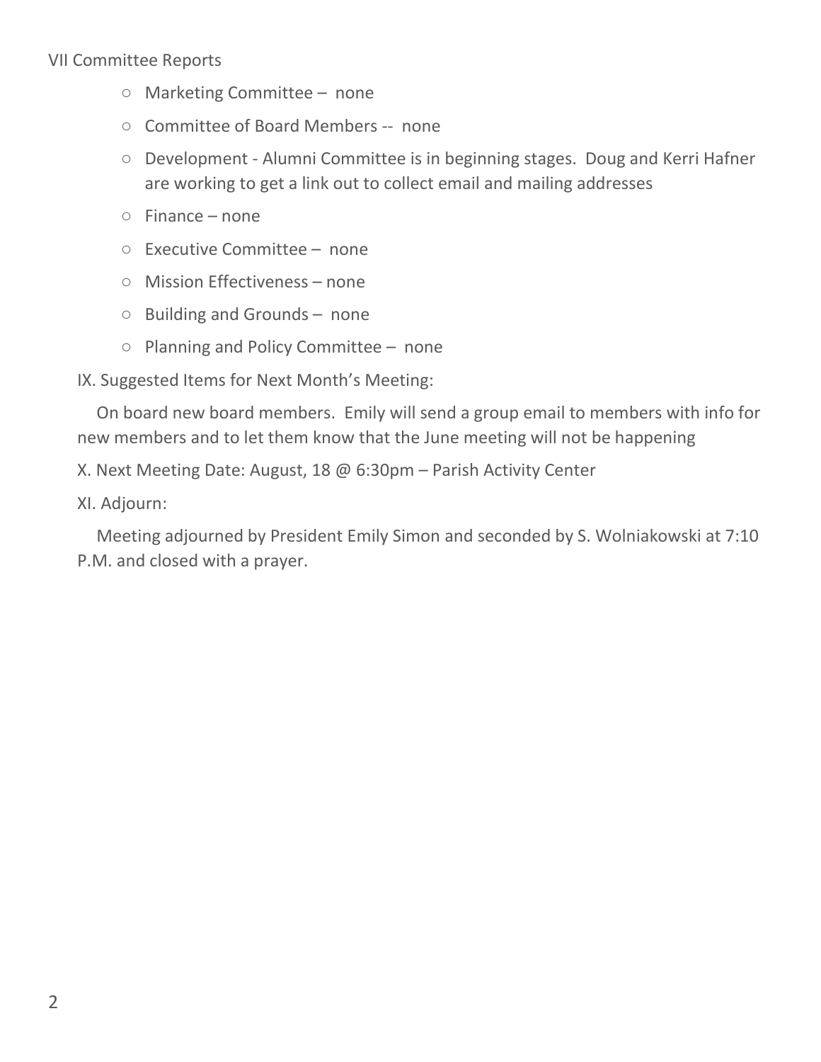VII Committee Reports

- Marketing Committee – none
- Committee of Board Members -- none
- Development - Alumni Committee is in beginning stages. Doug and Kerri Hafner are working to get a link out to collect email and mailing addresses
- Finance – none
- Executive Committee – none
- Mission Effectiveness – none
- Building and Grounds – none
- Planning and Policy Committee – none

IX. Suggested Items for Next Month's Meeting:

On board new board members. Emily will send a group email to members with info for new members and to let them know that the June meeting will not be happening

X. Next Meeting Date: August, 18 @ 6:30pm – Parish Activity Center

XI. Adjourn:

Meeting adjourned by President Emily Simon and seconded by S. Wolniakowski at 7:10 P.M. and closed with a prayer.